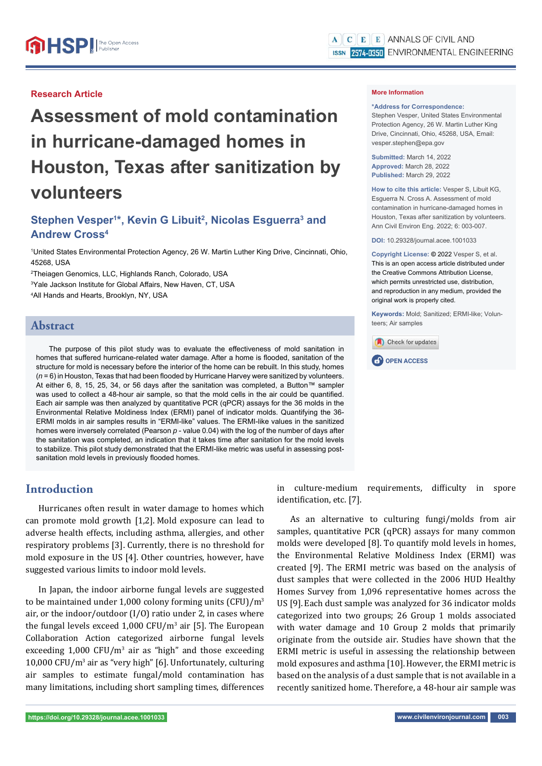Research Article

# Assessment of mold contamination in hurricane-damaged homes in Houston, Texas after sanitization by volunteers

**Stephen Vesper[1]*, Kevin G Libuit[2], Nicolas Esguerra[3] and Andrew Cross[4]**

[1]United States Environmental Protection Agency, 26 W. Martin Luther King Drive, Cincinnati, Ohio, 45268, USA

[2]Theiagen Genomics, LLC, Highlands Ranch, Colorado, USA

[3]Yale Jackson Institute for Global Affairs, New Haven, CT, USA

[4]All Hands and Hearts, Brooklyn, NY, USA

## More Information

**\*Address for Correspondence:** Stephen Vesper, United States Environmental Protection Agency, 26 W. Martin Luther King Drive, Cincinnati, Ohio, 45268, USA, Email: vesper.stephen@epa.gov

**Submitted:** March 14, 2022
**Approved:** March 28, 2022
**Published:** March 29, 2022

**How to cite this article:** Vesper S, Libuit KG, Esguerra N. Cross A. Assessment of mold contamination in hurricane-damaged homes in Houston, Texas after sanitization by volunteers. Ann Civil Environ Eng. 2022; 6: 003-007.

**DOI:** 10.29328/journal.acee.1001033

**Copyright License:** © 2022 Vesper S, et al. This is an open access article distributed under the Creative Commons Attribution License, which permits unrestricted use, distribution, and reproduction in any medium, provided the original work is properly cited.

**Keywords:** Mold; Sanitized; ERMI-like; Volunteers; Air samples

OPEN ACCESS

## Abstract

The purpose of this pilot study was to evaluate the effectiveness of mold sanitation in homes that suffered hurricane-related water damage. After a home is flooded, sanitation of the structure for mold is necessary before the interior of the home can be rebuilt. In this study, homes ($n = 6$) in Houston, Texas that had been flooded by Hurricane Harvey were sanitized by volunteers. At either 6, 8, 15, 25, 34, or 56 days after the sanitation was completed, a Button™ sampler was used to collect a 48-hour air sample, so that the mold cells in the air could be quantified. Each air sample was then analyzed by quantitative PCR (qPCR) assays for the 36 molds in the Environmental Relative Moldiness Index (ERMI) panel of indicator molds. Quantifying the 36-ERMI molds in air samples results in "ERMI-like" values. The ERMI-like values in the sanitized homes were inversely correlated (Pearson *p* - value 0.04) with the log of the number of days after the sanitation was completed, an indication that it takes time after sanitation for the mold levels to stabilize. This pilot study demonstrated that the ERMI-like metric was useful in assessing post-sanitation mold levels in previously flooded homes.

## Introduction

Hurricanes often result in water damage to homes which can promote mold growth [1,2]. Mold exposure can lead to adverse health effects, including asthma, allergies, and other respiratory problems [3]. Currently, there is no threshold for mold exposure in the US [4]. Other countries, however, have suggested various limits to indoor mold levels.

In Japan, the indoor airborne fungal levels are suggested to be maintained under 1,000 colony forming units (CFU)/$m^3$ air, or the indoor/outdoor (I/O) ratio under 2, in cases where the fungal levels exceed 1,000 CFU/$m^3$ air [5]. The European Collaboration Action categorized airborne fungal levels exceeding 1,000 CFU/$m^3$ air as "high" and those exceeding 10,000 CFU/$m^3$ air as "very high" [6]. Unfortunately, culturing air samples to estimate fungal/mold contamination has many limitations, including short sampling times, differences in culture-medium requirements, difficulty in spore identification, etc. [7].

As an alternative to culturing fungi/molds from air samples, quantitative PCR (qPCR) assays for many common molds were developed [8]. To quantify mold levels in homes, the Environmental Relative Moldiness Index (ERMI) was created [9]. The ERMI metric was based on the analysis of dust samples that were collected in the 2006 HUD Healthy Homes Survey from 1,096 representative homes across the US [9]. Each dust sample was analyzed for 36 indicator molds categorized into two groups; 26 Group 1 molds associated with water damage and 10 Group 2 molds that primarily originate from the outside air. Studies have shown that the ERMI metric is useful in assessing the relationship between mold exposures and asthma [10]. However, the ERMI metric is based on the analysis of a dust sample that is not available in a recently sanitized home. Therefore, a 48-hour air sample was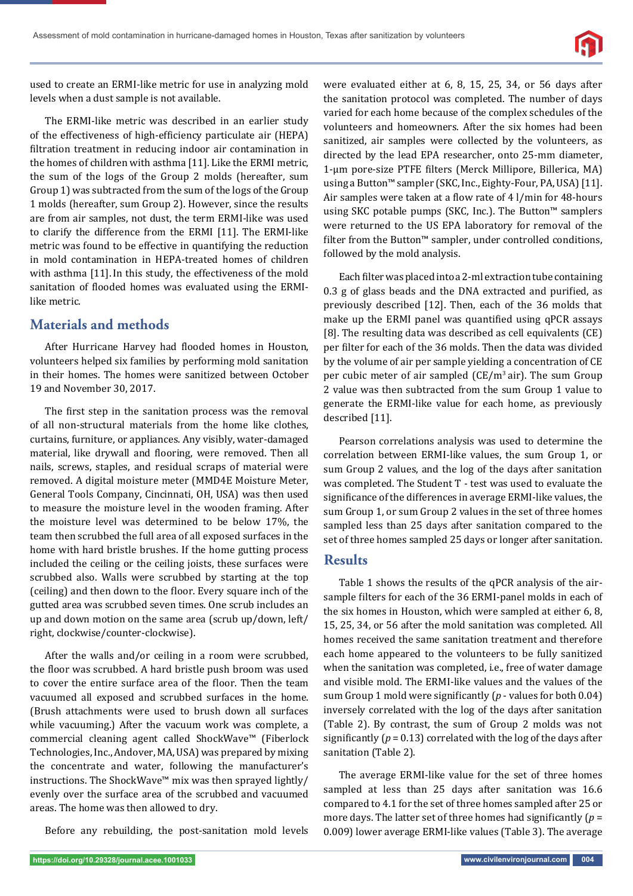used to create an ERMI-like metric for use in analyzing mold levels when a dust sample is not available.

The ERMI-like metric was described in an earlier study of the effectiveness of high-efficiency particulate air (HEPA) filtration treatment in reducing indoor air contamination in the homes of children with asthma [11]. Like the ERMI metric, the sum of the logs of the Group 2 molds (hereafter, sum Group 1) was subtracted from the sum of the logs of the Group 1 molds (hereafter, sum Group 2). However, since the results are from air samples, not dust, the term ERMI-like was used to clarify the difference from the ERMI [11]. The ERMI-like metric was found to be effective in quantifying the reduction in mold contamination in HEPA-treated homes of children with asthma [11]. In this study, the effectiveness of the mold sanitation of flooded homes was evaluated using the ERMI-like metric.

## Materials and methods

After Hurricane Harvey had flooded homes in Houston, volunteers helped six families by performing mold sanitation in their homes. The homes were sanitized between October 19 and November 30, 2017.

The first step in the sanitation process was the removal of all non-structural materials from the home like clothes, curtains, furniture, or appliances. Any visibly, water-damaged material, like drywall and flooring, were removed. Then all nails, screws, staples, and residual scraps of material were removed. A digital moisture meter (MMD4E Moisture Meter, General Tools Company, Cincinnati, OH, USA) was then used to measure the moisture level in the wooden framing. After the moisture level was determined to be below 17%, the team then scrubbed the full area of all exposed surfaces in the home with hard bristle brushes. If the home gutting process included the ceiling or the ceiling joists, these surfaces were scrubbed also. Walls were scrubbed by starting at the top (ceiling) and then down to the floor. Every square inch of the gutted area was scrubbed seven times. One scrub includes an up and down motion on the same area (scrub up/down, left/right, clockwise/counter-clockwise).

After the walls and/or ceiling in a room were scrubbed, the floor was scrubbed. A hard bristle push broom was used to cover the entire surface area of the floor. Then the team vacuumed all exposed and scrubbed surfaces in the home. (Brush attachments were used to brush down all surfaces while vacuuming.) After the vacuum work was complete, a commercial cleaning agent called ShockWave™ (Fiberlock Technologies, Inc., Andover, MA, USA) was prepared by mixing the concentrate and water, following the manufacturer's instructions. The ShockWave™ mix was then sprayed lightly/evenly over the surface area of the scrubbed and vacuumed areas. The home was then allowed to dry.

Before any rebuilding, the post-sanitation mold levels were evaluated either at 6, 8, 15, 25, 34, or 56 days after the sanitation protocol was completed. The number of days varied for each home because of the complex schedules of the volunteers and homeowners. After the six homes had been sanitized, air samples were collected by the volunteers, as directed by the lead EPA researcher, onto 25-mm diameter, 1-µm pore-size PTFE filters (Merck Millipore, Billerica, MA) using a Button™ sampler (SKC, Inc., Eighty-Four, PA, USA) [11]. Air samples were taken at a flow rate of 4 l/min for 48-hours using SKC potable pumps (SKC, Inc.). The Button™ samplers were returned to the US EPA laboratory for removal of the filter from the Button™ sampler, under controlled conditions, followed by the mold analysis.

Each filter was placed into a 2-ml extraction tube containing 0.3 g of glass beads and the DNA extracted and purified, as previously described [12]. Then, each of the 36 molds that make up the ERMI panel was quantified using qPCR assays [8]. The resulting data was described as cell equivalents (CE) per filter for each of the 36 molds. Then the data was divided by the volume of air per sample yielding a concentration of CE per cubic meter of air sampled (CE/m$^3$ air). The sum Group 2 value was then subtracted from the sum Group 1 value to generate the ERMI-like value for each home, as previously described [11].

Pearson correlations analysis was used to determine the correlation between ERMI-like values, the sum Group 1, or sum Group 2 values, and the log of the days after sanitation was completed. The Student T - test was used to evaluate the significance of the differences in average ERMI-like values, the sum Group 1, or sum Group 2 values in the set of three homes sampled less than 25 days after sanitation compared to the set of three homes sampled 25 days or longer after sanitation.

## Results

Table 1 shows the results of the qPCR analysis of the air-sample filters for each of the 36 ERMI-panel molds in each of the six homes in Houston, which were sampled at either 6, 8, 15, 25, 34, or 56 after the mold sanitation was completed. All homes received the same sanitation treatment and therefore each home appeared to the volunteers to be fully sanitized when the sanitation was completed, i.e., free of water damage and visible mold. The ERMI-like values and the values of the sum Group 1 mold were significantly ($p$ - values for both 0.04) inversely correlated with the log of the days after sanitation (Table 2). By contrast, the sum of Group 2 molds was not significantly ($p$ = 0.13) correlated with the log of the days after sanitation (Table 2).

The average ERMI-like value for the set of three homes sampled at less than 25 days after sanitation was 16.6 compared to 4.1 for the set of three homes sampled after 25 or more days. The latter set of three homes had significantly ($p$ = 0.009) lower average ERMI-like values (Table 3). The average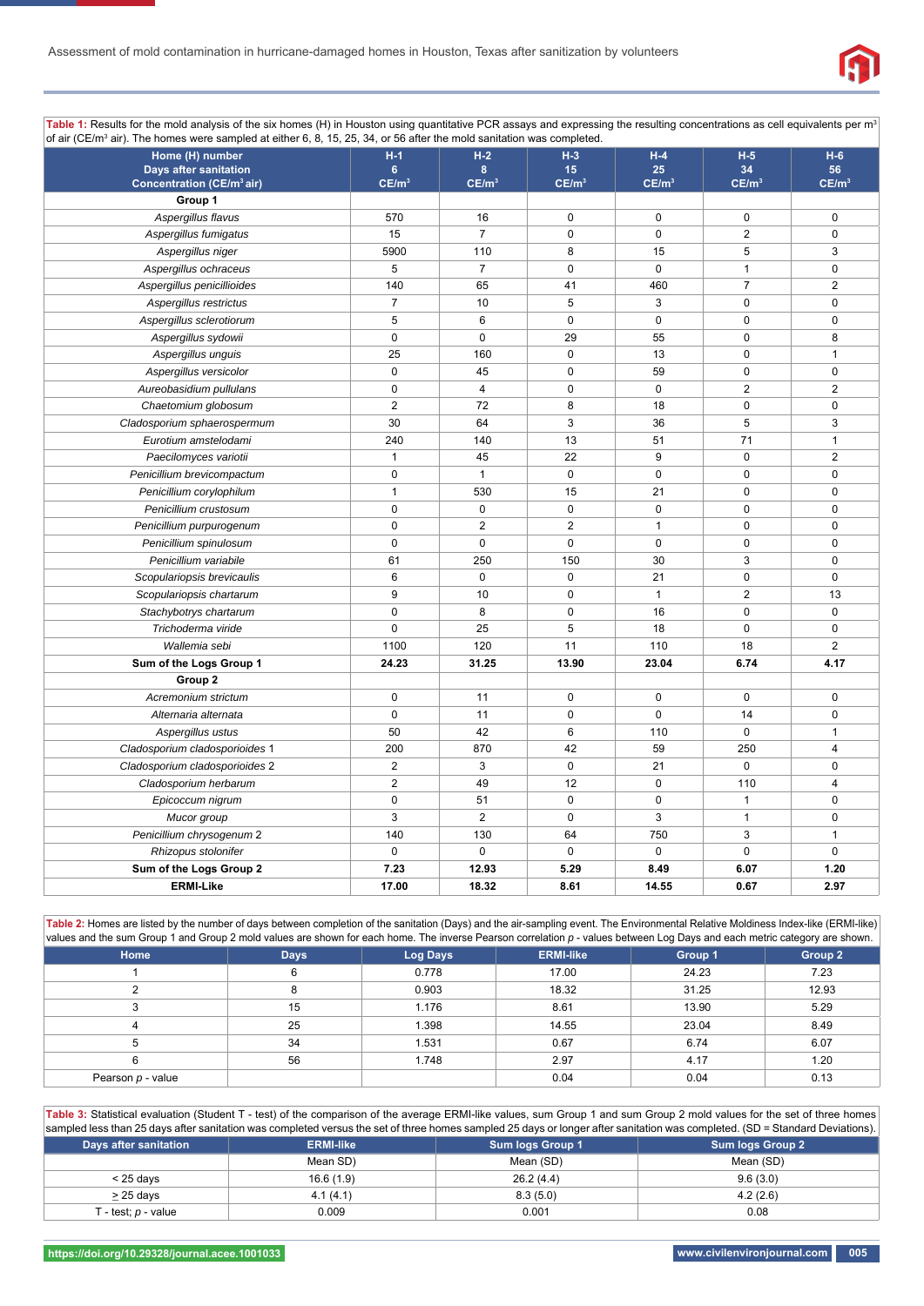**Table 1:** Results for the mold analysis of the six homes (H) in Houston using quantitative PCR assays and expressing the resulting concentrations as cell equivalents per $m^3$ of air ($CE/m^3$ air). The homes were sampled at either 6, 8, 15, 25, 34, or 56 after the mold sanitation was completed.

| Home (H) number<br>Days after sanitation<br>Concentration ($CE/m^3$ air) | H-1<br>6<br>$CE/m^3$ | H-2<br>8<br>$CE/m^3$ | H-3<br>15<br>$CE/m^3$ | H-4<br>25<br>$CE/m^3$ | H-5<br>34<br>$CE/m^3$ | H-6<br>56<br>$CE/m^3$ |
|---|---|---|---|---|---|---|
| **Group 1** | | | | | | |
| *Aspergillus flavus* | 570 | 16 | 0 | 0 | 0 | 0 |
| *Aspergillus fumigatus* | 15 | 7 | 0 | 0 | 2 | 0 |
| *Aspergillus niger* | 5900 | 110 | 8 | 15 | 5 | 3 |
| *Aspergillus ochraceus* | 5 | 7 | 0 | 0 | 1 | 0 |
| *Aspergillus penicillioides* | 140 | 65 | 41 | 460 | 7 | 2 |
| *Aspergillus restrictus* | 7 | 10 | 5 | 3 | 0 | 0 |
| *Aspergillus sclerotiorum* | 5 | 6 | 0 | 0 | 0 | 0 |
| *Aspergillus sydowii* | 0 | 0 | 29 | 55 | 0 | 8 |
| *Aspergillus unguis* | 25 | 160 | 0 | 13 | 0 | 1 |
| *Aspergillus versicolor* | 0 | 45 | 0 | 59 | 0 | 0 |
| *Aureobasidium pullulans* | 0 | 4 | 0 | 0 | 2 | 2 |
| *Chaetomium globosum* | 2 | 72 | 8 | 18 | 0 | 0 |
| *Cladosporium sphaerospermum* | 30 | 64 | 3 | 36 | 5 | 3 |
| *Eurotium amstelodami* | 240 | 140 | 13 | 51 | 71 | 1 |
| *Paecilomyces variotii* | 1 | 45 | 22 | 9 | 0 | 2 |
| *Penicillium brevicompactum* | 0 | 1 | 0 | 0 | 0 | 0 |
| *Penicillium corylophilum* | 1 | 530 | 15 | 21 | 0 | 0 |
| *Penicillium crustosum* | 0 | 0 | 0 | 0 | 0 | 0 |
| *Penicillium purpurogenum* | 0 | 2 | 2 | 1 | 0 | 0 |
| *Penicillium spinulosum* | 0 | 0 | 0 | 0 | 0 | 0 |
| *Penicillium variabile* | 61 | 250 | 150 | 30 | 3 | 0 |
| *Scopulariopsis brevicaulis* | 6 | 0 | 0 | 21 | 0 | 0 |
| *Scopulariopsis chartarum* | 9 | 10 | 0 | 1 | 2 | 13 |
| *Stachybotrys chartarum* | 0 | 8 | 0 | 16 | 0 | 0 |
| *Trichoderma viride* | 0 | 25 | 5 | 18 | 0 | 0 |
| *Wallemia sebi* | 1100 | 120 | 11 | 110 | 18 | 2 |
| **Sum of the Logs Group 1** | **24.23** | **31.25** | **13.90** | **23.04** | **6.74** | **4.17** |
| **Group 2** | | | | | | |
| *Acremonium strictum* | 0 | 11 | 0 | 0 | 0 | 0 |
| *Alternaria alternata* | 0 | 11 | 0 | 0 | 14 | 0 |
| *Aspergillus ustus* | 50 | 42 | 6 | 110 | 0 | 1 |
| *Cladosporium cladosporioides* 1 | 200 | 870 | 42 | 59 | 250 | 4 |
| *Cladosporium cladosporioides* 2 | 2 | 3 | 0 | 21 | 0 | 0 |
| *Cladosporium herbarum* | 2 | 49 | 12 | 0 | 110 | 4 |
| *Epicoccum nigrum* | 0 | 51 | 0 | 0 | 1 | 0 |
| *Mucor group* | 3 | 2 | 0 | 3 | 1 | 0 |
| *Penicillium chrysogenum* 2 | 140 | 130 | 64 | 750 | 3 | 1 |
| *Rhizopus stolonifer* | 0 | 0 | 0 | 0 | 0 | 0 |
| **Sum of the Logs Group 2** | **7.23** | **12.93** | **5.29** | **8.49** | **6.07** | **1.20** |
| **ERMI-Like** | **17.00** | **18.32** | **8.61** | **14.55** | **0.67** | **2.97** |

**Table 2:** Homes are listed by the number of days between completion of the sanitation (Days) and the air-sampling event. The Environmental Relative Moldiness Index-like (ERMI-like) values and the sum Group 1 and Group 2 mold values are shown for each home. The inverse Pearson correlation *p* - values between Log Days and each metric category are shown.

| Home | Days | Log Days | ERMI-like | Group 1 | Group 2 |
|---|---|---|---|---|---|
| 1 | 6 | 0.778 | 17.00 | 24.23 | 7.23 |
| 2 | 8 | 0.903 | 18.32 | 31.25 | 12.93 |
| 3 | 15 | 1.176 | 8.61 | 13.90 | 5.29 |
| 4 | 25 | 1.398 | 14.55 | 23.04 | 8.49 |
| 5 | 34 | 1.531 | 0.67 | 6.74 | 6.07 |
| 6 | 56 | 1.748 | 2.97 | 4.17 | 1.20 |
| Pearson *p* - value | | | 0.04 | 0.04 | 0.13 |

**Table 3:** Statistical evaluation (Student T - test) of the comparison of the average ERMI-like values, sum Group 1 and sum Group 2 mold values for the set of three homes sampled less than 25 days after sanitation was completed versus the set of three homes sampled 25 days or longer after sanitation was completed. (SD = Standard Deviations).

| Days after sanitation | ERMI-like | Sum logs Group 1 | Sum logs Group 2 |
|---|---|---|---|
| | Mean SD) | Mean (SD) | Mean (SD) |
| < 25 days | 16.6 (1.9) | 26.2 (4.4) | 9.6 (3.0) |
| ≥ 25 days | 4.1 (4.1) | 8.3 (5.0) | 4.2 (2.6) |
| T - test; *p* - value | 0.009 | 0.001 | 0.08 |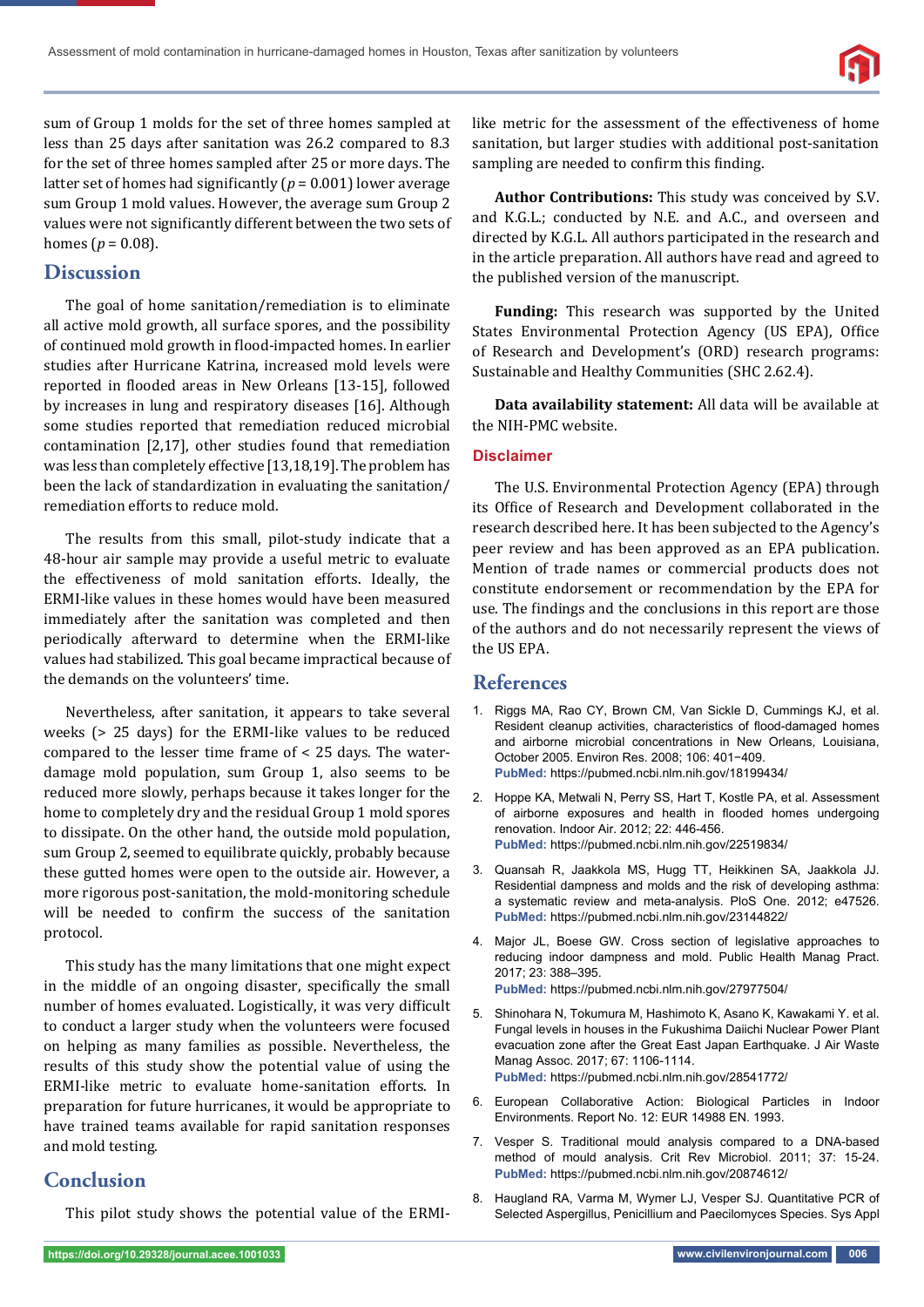sum of Group 1 molds for the set of three homes sampled at less than 25 days after sanitation was 26.2 compared to 8.3 for the set of three homes sampled after 25 or more days. The latter set of homes had significantly ($p = 0.001$) lower average sum Group 1 mold values. However, the average sum Group 2 values were not significantly different between the two sets of homes ($p = 0.08$).

## Discussion

The goal of home sanitation/remediation is to eliminate all active mold growth, all surface spores, and the possibility of continued mold growth in flood-impacted homes. In earlier studies after Hurricane Katrina, increased mold levels were reported in flooded areas in New Orleans [13-15], followed by increases in lung and respiratory diseases [16]. Although some studies reported that remediation reduced microbial contamination [2,17], other studies found that remediation was less than completely effective [13,18,19]. The problem has been the lack of standardization in evaluating the sanitation/remediation efforts to reduce mold.

The results from this small, pilot-study indicate that a 48-hour air sample may provide a useful metric to evaluate the effectiveness of mold sanitation efforts. Ideally, the ERMI-like values in these homes would have been measured immediately after the sanitation was completed and then periodically afterward to determine when the ERMI-like values had stabilized. This goal became impractical because of the demands on the volunteers' time.

Nevertheless, after sanitation, it appears to take several weeks (> 25 days) for the ERMI-like values to be reduced compared to the lesser time frame of < 25 days. The water-damage mold population, sum Group 1, also seems to be reduced more slowly, perhaps because it takes longer for the home to completely dry and the residual Group 1 mold spores to dissipate. On the other hand, the outside mold population, sum Group 2, seemed to equilibrate quickly, probably because these gutted homes were open to the outside air. However, a more rigorous post-sanitation, the mold-monitoring schedule will be needed to confirm the success of the sanitation protocol.

This study has the many limitations that one might expect in the middle of an ongoing disaster, specifically the small number of homes evaluated. Logistically, it was very difficult to conduct a larger study when the volunteers were focused on helping as many families as possible. Nevertheless, the results of this study show the potential value of using the ERMI-like metric to evaluate home-sanitation efforts. In preparation for future hurricanes, it would be appropriate to have trained teams available for rapid sanitation responses and mold testing.

## Conclusion

This pilot study shows the potential value of the ERMI-like metric for the assessment of the effectiveness of home sanitation, but larger studies with additional post-sanitation sampling are needed to confirm this finding.

**Author Contributions:** This study was conceived by S.V. and K.G.L.; conducted by N.E. and A.C., and overseen and directed by K.G.L. All authors participated in the research and in the article preparation. All authors have read and agreed to the published version of the manuscript.

**Funding:** This research was supported by the United States Environmental Protection Agency (US EPA), Office of Research and Development's (ORD) research programs: Sustainable and Healthy Communities (SHC 2.62.4).

**Data availability statement:** All data will be available at the NIH-PMC website.

### Disclaimer

The U.S. Environmental Protection Agency (EPA) through its Office of Research and Development collaborated in the research described here. It has been subjected to the Agency's peer review and has been approved as an EPA publication. Mention of trade names or commercial products does not constitute endorsement or recommendation by the EPA for use. The findings and the conclusions in this report are those of the authors and do not necessarily represent the views of the US EPA.

## References

1. Riggs MA, Rao CY, Brown CM, Van Sickle D, Cummings KJ, et al. Resident cleanup activities, characteristics of flood-damaged homes and airborne microbial concentrations in New Orleans, Louisiana, October 2005. Environ Res. 2008; 106: 401−409. **PubMed:** https://pubmed.ncbi.nlm.nih.gov/18199434/
2. Hoppe KA, Metwali N, Perry SS, Hart T, Kostle PA, et al. Assessment of airborne exposures and health in flooded homes undergoing renovation. Indoor Air. 2012; 22: 446-456. **PubMed:** https://pubmed.ncbi.nlm.nih.gov/22519834/
3. Quansah R, Jaakkola MS, Hugg TT, Heikkinen SA, Jaakkola JJ. Residential dampness and molds and the risk of developing asthma: a systematic review and meta-analysis. PloS One. 2012; e47526. **PubMed:** https://pubmed.ncbi.nlm.nih.gov/23144822/
4. Major JL, Boese GW. Cross section of legislative approaches to reducing indoor dampness and mold. Public Health Manag Pract. 2017; 23: 388–395. **PubMed:** https://pubmed.ncbi.nlm.nih.gov/27977504/
5. Shinohara N, Tokumura M, Hashimoto K, Asano K, Kawakami Y. et al. Fungal levels in houses in the Fukushima Daiichi Nuclear Power Plant evacuation zone after the Great East Japan Earthquake. J Air Waste Manag Assoc. 2017; 67: 1106-1114. **PubMed:** https://pubmed.ncbi.nlm.nih.gov/28541772/
6. European Collaborative Action: Biological Particles in Indoor Environments. Report No. 12: EUR 14988 EN. 1993.
7. Vesper S. Traditional mould analysis compared to a DNA-based method of mould analysis. Crit Rev Microbiol. 2011; 37: 15-24. **PubMed:** https://pubmed.ncbi.nlm.nih.gov/20874612/
8. Haugland RA, Varma M, Wymer LJ, Vesper SJ. Quantitative PCR of Selected Aspergillus, Penicillium and Paecilomyces Species. Sys Appl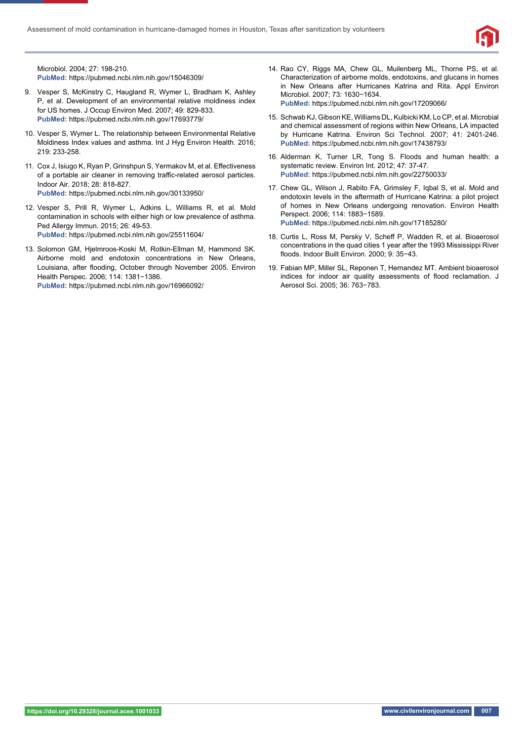Microbiol. 2004; 27: 198-210.
**PubMed:** https://pubmed.ncbi.nlm.nih.gov/15046309/

9. Vesper S, McKinstry C, Haugland R, Wymer L, Bradham K, Ashley P, et al. Development of an environmental relative moldiness index for US homes. J Occup Environ Med. 2007; 49: 829-833.
**PubMed:** https://pubmed.ncbi.nlm.nih.gov/17693779/

10. Vesper S, Wymer L. The relationship between Environmental Relative Moldiness Index values and asthma. Int J Hyg Environ Health. 2016; 219: 233-258.

11. Cox J, Isiugo K, Ryan P, Grinshpun S, Yermakov M, et al. Effectiveness of a portable air cleaner in removing traffic-related aerosol particles. Indoor Air. 2018; 28: 818-827.
**PubMed:** https://pubmed.ncbi.nlm.nih.gov/30133950/

12. Vesper S, Prill R, Wymer L, Adkins L, Williams R, et al. Mold contamination in schools with either high or low prevalence of asthma. Ped Allergy Immun. 2015; 26: 49-53.
**PubMed:** https://pubmed.ncbi.nlm.nih.gov/25511604/

13. Solomon GM, Hjelmroos-Koski M, Rotkin-Ellman M, Hammond SK. Airborne mold and endotoxin concentrations in New Orleans, Louisiana, after flooding, October through November 2005. Environ Health Perspec. 2006; 114: 1381−1386.
**PubMed:** https://pubmed.ncbi.nlm.nih.gov/16966092/

14. Rao CY, Riggs MA, Chew GL, Muilenberg ML, Thorne PS, et al. Characterization of airborne molds, endotoxins, and glucans in homes in New Orleans after Hurricanes Katrina and Rita. Appl Environ Microbiol. 2007; 73: 1630−1634.
**PubMed:** https://pubmed.ncbi.nlm.nih.gov/17209066/

15. Schwab KJ, Gibson KE, Williams DL, Kulbicki KM, Lo CP, et al. Microbial and chemical assessment of regions within New Orleans, LA impacted by Hurricane Katrina. Environ Sci Technol. 2007; 41: 2401-246.
**PubMed:** https://pubmed.ncbi.nlm.nih.gov/17438793/

16. Alderman K, Turner LR, Tong S. Floods and human health: a systematic review. Environ Int. 2012; 47: 37-47.
**PubMed:** https://pubmed.ncbi.nlm.nih.gov/22750033/

17. Chew GL, Wilson J, Rabito FA, Grimsley F, Iqbal S, et al. Mold and endotoxin levels in the aftermath of Hurricane Katrina: a pilot project of homes in New Orleans undergoing renovation. Environ Health Perspect. 2006; 114: 1883−1589.
**PubMed:** https://pubmed.ncbi.nlm.nih.gov/17185280/

18. Curtis L, Ross M, Persky V, Scheff P, Wadden R, et al. Bioaerosol concentrations in the quad cities 1 year after the 1993 Mississippi River floods. Indoor Built Environ. 2000; 9: 35−43.

19. Fabian MP, Miller SL, Reponen T, Hernandez MT. Ambient bioaerosol indices for indoor air quality assessments of flood reclamation. J Aerosol Sci. 2005; 36: 763−783.